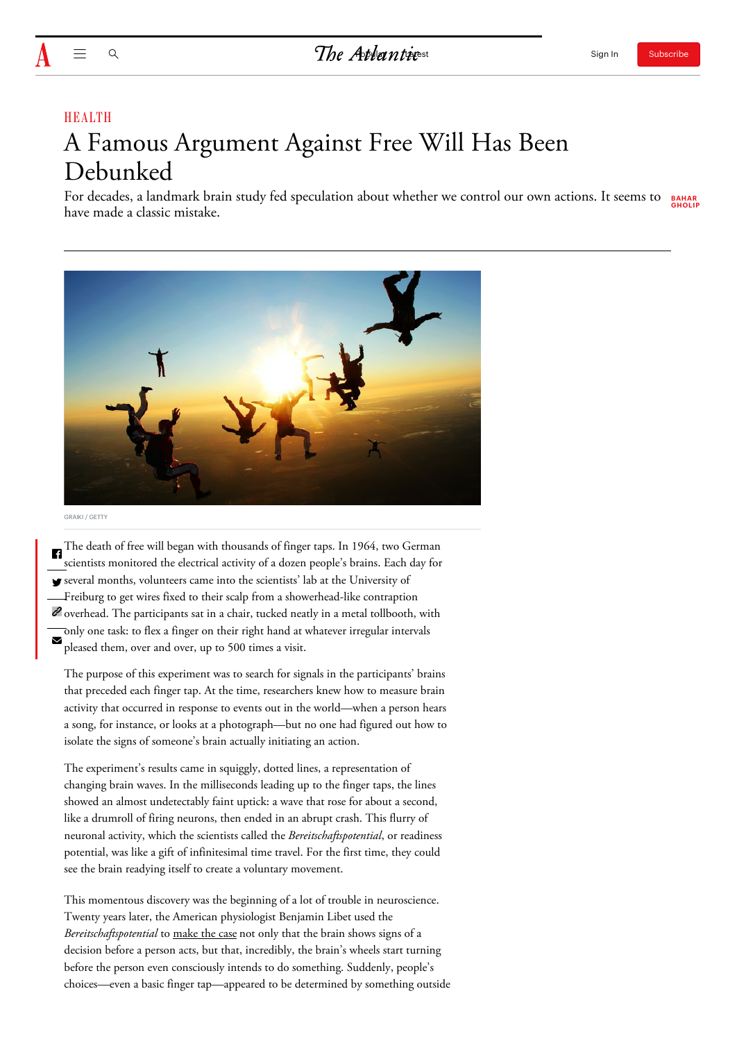HEALTH

# A Famous Argument Against Free Will Has Been Debunked

For decades, a landmark brain study fed speculation about whether we control our own actions. It seems to have made a classic mistake.

BAHAR GHOLIPOUR

GRAIKI / GETTY

The death of free will began with thousands of finger taps. In 1964, two German scientists monitored the electrical activity of a dozen people's brains. Each day for several months, volunteers came into the scientists' lab at the University of Freiburg to get wires fixed to their scalp from a showerhead-like contraption overhead. The participants sat in a chair, tucked neatly in a metal tollbooth, with only one task: to flex a finger on their right hand at whatever irregular intervals pleased them, over and over, up to 500 times a visit.

The purpose of this experiment was to search for signals in the participants' brains that preceded each finger tap. At the time, researchers knew how to measure brain activity that occurred in response to events out in the world—when a person hears a song, for instance, or looks at a photograph—but no one had figured out how to isolate the signs of someone's brain actually initiating an action.

The experiment's results came in squiggly, dotted lines, a representation of changing brain waves. In the milliseconds leading up to the finger taps, the lines showed an almost undetectably faint uptick: a wave that rose for about a second, like a drumroll of firing neurons, then ended in an abrupt crash. This flurry of neuronal activity, which the scientists called the *Bereitschaftspotential*, or readiness potential, was like a gift of infinitesimal time travel. For the first time, they could see the brain readying itself to create a voluntary movement.

This momentous discovery was the beginning of a lot of trouble in neuroscience. Twenty years later, the American physiologist Benjamin Libet used the *Bereitschaftspotential* to make the case not only that the brain shows signs of a decision before a person acts, but that, incredibly, the brain's wheels start turning before the person even consciously intends to do something. Suddenly, people's choices—even a basic finger tap—appeared to be determined by something outside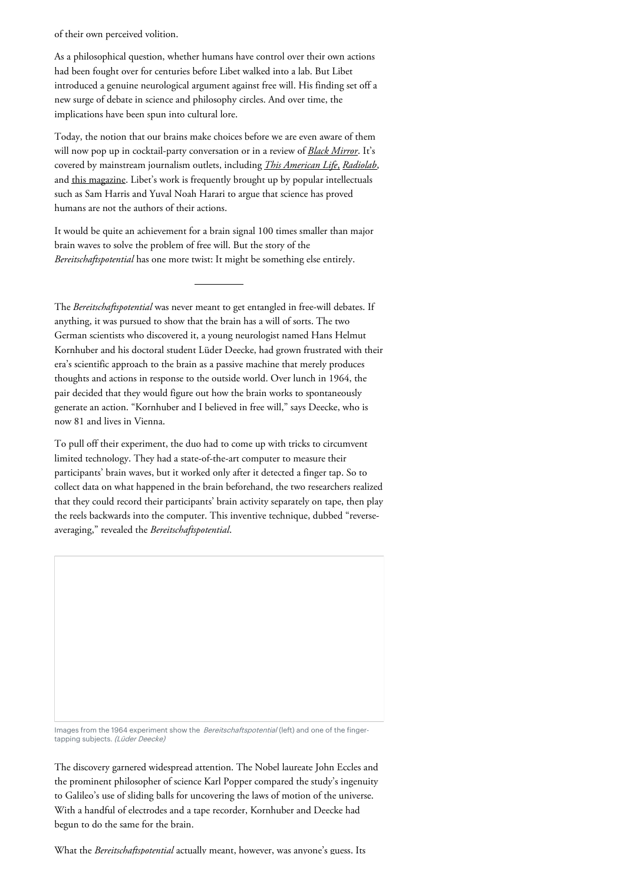of their own perceived volition.

As a philosophical question, whether humans have control over their own actions had been fought over for centuries before Libet walked into a lab. But Libet introduced a genuine neurological argument against free will. His finding set off a new surge of debate in science and philosophy circles. And over time, the implications have been spun into cultural lore.

Today, the notion that our brains make choices before we are even aware of them will now pop up in cocktail-party conversation or in a review of *Black Mirror*. It's covered by mainstream journalism outlets, including *This American Life*, *Radiolab*, and this magazine. Libet's work is frequently brought up by popular intellectuals such as Sam Harris and Yuval Noah Harari to argue that science has proved humans are not the authors of their actions.

It would be quite an achievement for a brain signal 100 times smaller than major brain waves to solve the problem of free will. But the story of the *Bereitschaftspotential* has one more twist: It might be something else entirely.

---

The *Bereitschaftspotential* was never meant to get entangled in free-will debates. If anything, it was pursued to show that the brain has a will of sorts. The two German scientists who discovered it, a young neurologist named Hans Helmut Kornhuber and his doctoral student Lüder Deecke, had grown frustrated with their era's scientific approach to the brain as a passive machine that merely produces thoughts and actions in response to the outside world. Over lunch in 1964, the pair decided that they would figure out how the brain works to spontaneously generate an action. "Kornhuber and I believed in free will," says Deecke, who is now 81 and lives in Vienna.

To pull off their experiment, the duo had to come up with tricks to circumvent limited technology. They had a state-of-the-art computer to measure their participants' brain waves, but it worked only after it detected a finger tap. So to collect data on what happened in the brain beforehand, the two researchers realized that they could record their participants' brain activity separately on tape, then play the reels backwards into the computer. This inventive technique, dubbed "reverse-averaging," revealed the *Bereitschaftspotential*.

Images from the 1964 experiment show the *Bereitschaftspotential* (left) and one of the finger-tapping subjects. *(Lüder Deecke)*

The discovery garnered widespread attention. The Nobel laureate John Eccles and the prominent philosopher of science Karl Popper compared the study's ingenuity to Galileo's use of sliding balls for uncovering the laws of motion of the universe. With a handful of electrodes and a tape recorder, Kornhuber and Deecke had begun to do the same for the brain.

What the *Bereitschaftspotential* actually meant, however, was anyone's guess. Its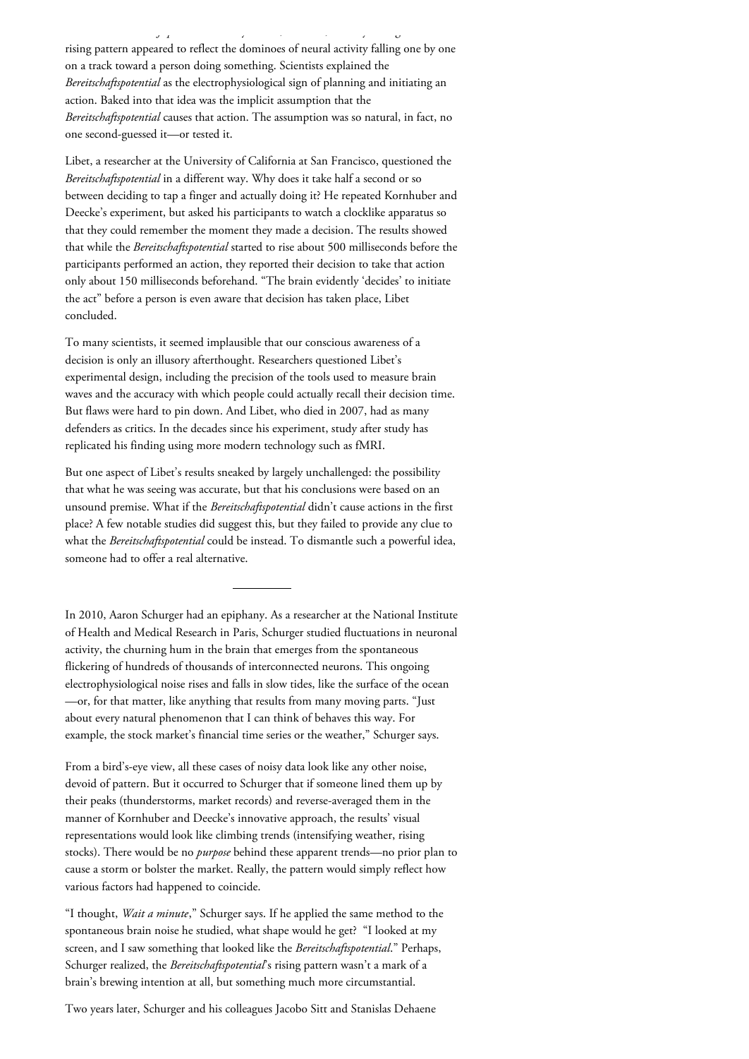rising pattern appeared to reflect the dominoes of neural activity falling one by one on a track toward a person doing something. Scientists explained the *Bereitschaftspotential* as the electrophysiological sign of planning and initiating an action. Baked into that idea was the implicit assumption that the *Bereitschaftspotential* causes that action. The assumption was so natural, in fact, no one second-guessed it—or tested it.

Libet, a researcher at the University of California at San Francisco, questioned the *Bereitschaftspotential* in a different way. Why does it take half a second or so between deciding to tap a finger and actually doing it? He repeated Kornhuber and Deecke's experiment, but asked his participants to watch a clocklike apparatus so that they could remember the moment they made a decision. The results showed that while the *Bereitschaftspotential* started to rise about 500 milliseconds before the participants performed an action, they reported their decision to take that action only about 150 milliseconds beforehand. "The brain evidently 'decides' to initiate the act" before a person is even aware that decision has taken place, Libet concluded.

To many scientists, it seemed implausible that our conscious awareness of a decision is only an illusory afterthought. Researchers questioned Libet's experimental design, including the precision of the tools used to measure brain waves and the accuracy with which people could actually recall their decision time. But flaws were hard to pin down. And Libet, who died in 2007, had as many defenders as critics. In the decades since his experiment, study after study has replicated his finding using more modern technology such as fMRI.

But one aspect of Libet's results sneaked by largely unchallenged: the possibility that what he was seeing was accurate, but that his conclusions were based on an unsound premise. What if the *Bereitschaftspotential* didn't cause actions in the first place? A few notable studies did suggest this, but they failed to provide any clue to what the *Bereitschaftspotential* could be instead. To dismantle such a powerful idea, someone had to offer a real alternative.

---

In 2010, Aaron Schurger had an epiphany. As a researcher at the National Institute of Health and Medical Research in Paris, Schurger studied fluctuations in neuronal activity, the churning hum in the brain that emerges from the spontaneous flickering of hundreds of thousands of interconnected neurons. This ongoing electrophysiological noise rises and falls in slow tides, like the surface of the ocean—or, for that matter, like anything that results from many moving parts. "Just about every natural phenomenon that I can think of behaves this way. For example, the stock market's financial time series or the weather," Schurger says.

From a bird's-eye view, all these cases of noisy data look like any other noise, devoid of pattern. But it occurred to Schurger that if someone lined them up by their peaks (thunderstorms, market records) and reverse-averaged them in the manner of Kornhuber and Deecke's innovative approach, the results' visual representations would look like climbing trends (intensifying weather, rising stocks). There would be no *purpose* behind these apparent trends—no prior plan to cause a storm or bolster the market. Really, the pattern would simply reflect how various factors had happened to coincide.

"I thought, *Wait a minute*," Schurger says. If he applied the same method to the spontaneous brain noise he studied, what shape would he get? "I looked at my screen, and I saw something that looked like the *Bereitschaftspotential*." Perhaps, Schurger realized, the *Bereitschaftspotential*'s rising pattern wasn't a mark of a brain's brewing intention at all, but something much more circumstantial.

Two years later, Schurger and his colleagues Jacobo Sitt and Stanislas Dehaene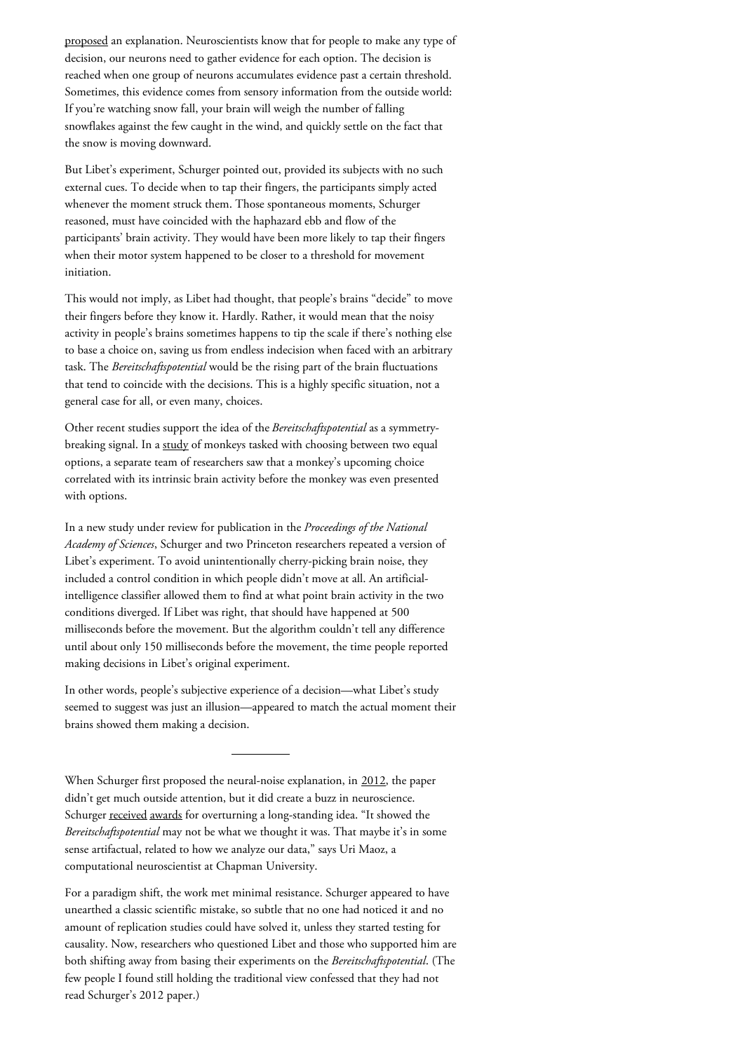proposed an explanation. Neuroscientists know that for people to make any type of decision, our neurons need to gather evidence for each option. The decision is reached when one group of neurons accumulates evidence past a certain threshold. Sometimes, this evidence comes from sensory information from the outside world: If you're watching snow fall, your brain will weigh the number of falling snowflakes against the few caught in the wind, and quickly settle on the fact that the snow is moving downward.

But Libet's experiment, Schurger pointed out, provided its subjects with no such external cues. To decide when to tap their fingers, the participants simply acted whenever the moment struck them. Those spontaneous moments, Schurger reasoned, must have coincided with the haphazard ebb and flow of the participants' brain activity. They would have been more likely to tap their fingers when their motor system happened to be closer to a threshold for movement initiation.

This would not imply, as Libet had thought, that people's brains "decide" to move their fingers before they know it. Hardly. Rather, it would mean that the noisy activity in people's brains sometimes happens to tip the scale if there's nothing else to base a choice on, saving us from endless indecision when faced with an arbitrary task. The *Bereitschaftspotential* would be the rising part of the brain fluctuations that tend to coincide with the decisions. This is a highly specific situation, not a general case for all, or even many, choices.

Other recent studies support the idea of the *Bereitschaftspotential* as a symmetry-breaking signal. In a study of monkeys tasked with choosing between two equal options, a separate team of researchers saw that a monkey's upcoming choice correlated with its intrinsic brain activity before the monkey was even presented with options.

In a new study under review for publication in the *Proceedings of the National Academy of Sciences*, Schurger and two Princeton researchers repeated a version of Libet's experiment. To avoid unintentionally cherry-picking brain noise, they included a control condition in which people didn't move at all. An artificial-intelligence classifier allowed them to find at what point brain activity in the two conditions diverged. If Libet was right, that should have happened at 500 milliseconds before the movement. But the algorithm couldn't tell any difference until about only 150 milliseconds before the movement, the time people reported making decisions in Libet's original experiment.

In other words, people's subjective experience of a decision—what Libet's study seemed to suggest was just an illusion—appeared to match the actual moment their brains showed them making a decision.

---

When Schurger first proposed the neural-noise explanation, in 2012, the paper didn't get much outside attention, but it did create a buzz in neuroscience. Schurger received awards for overturning a long-standing idea. "It showed the *Bereitschaftspotential* may not be what we thought it was. That maybe it's in some sense artifactual, related to how we analyze our data," says Uri Maoz, a computational neuroscientist at Chapman University.

For a paradigm shift, the work met minimal resistance. Schurger appeared to have unearthed a classic scientific mistake, so subtle that no one had noticed it and no amount of replication studies could have solved it, unless they started testing for causality. Now, researchers who questioned Libet and those who supported him are both shifting away from basing their experiments on the *Bereitschaftspotential*. (The few people I found still holding the traditional view confessed that they had not read Schurger's 2012 paper.)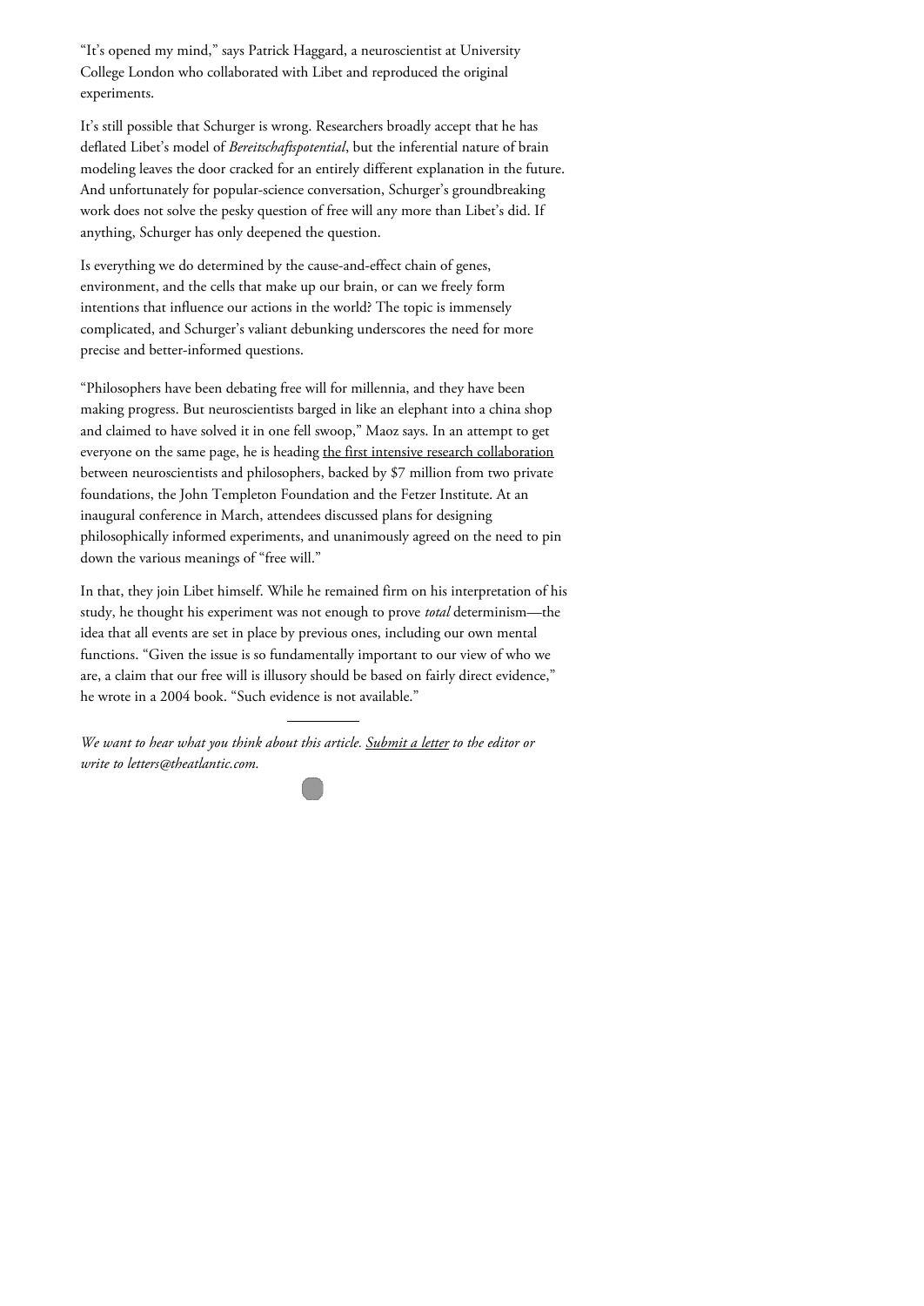"It's opened my mind," says Patrick Haggard, a neuroscientist at University College London who collaborated with Libet and reproduced the original experiments.

It's still possible that Schurger is wrong. Researchers broadly accept that he has deflated Libet's model of *Bereitschaftspotential*, but the inferential nature of brain modeling leaves the door cracked for an entirely different explanation in the future. And unfortunately for popular-science conversation, Schurger's groundbreaking work does not solve the pesky question of free will any more than Libet's did. If anything, Schurger has only deepened the question.

Is everything we do determined by the cause-and-effect chain of genes, environment, and the cells that make up our brain, or can we freely form intentions that influence our actions in the world? The topic is immensely complicated, and Schurger's valiant debunking underscores the need for more precise and better-informed questions.

"Philosophers have been debating free will for millennia, and they have been making progress. But neuroscientists barged in like an elephant into a china shop and claimed to have solved it in one fell swoop," Maoz says. In an attempt to get everyone on the same page, he is heading the first intensive research collaboration between neuroscientists and philosophers, backed by $7 million from two private foundations, the John Templeton Foundation and the Fetzer Institute. At an inaugural conference in March, attendees discussed plans for designing philosophically informed experiments, and unanimously agreed on the need to pin down the various meanings of "free will."

In that, they join Libet himself. While he remained firm on his interpretation of his study, he thought his experiment was not enough to prove *total* determinism—the idea that all events are set in place by previous ones, including our own mental functions. "Given the issue is so fundamentally important to our view of who we are, a claim that our free will is illusory should be based on fairly direct evidence," he wrote in a 2004 book. "Such evidence is not available."

---

*We want to hear what you think about this article. Submit a letter to the editor or write to letters@theatlantic.com.*